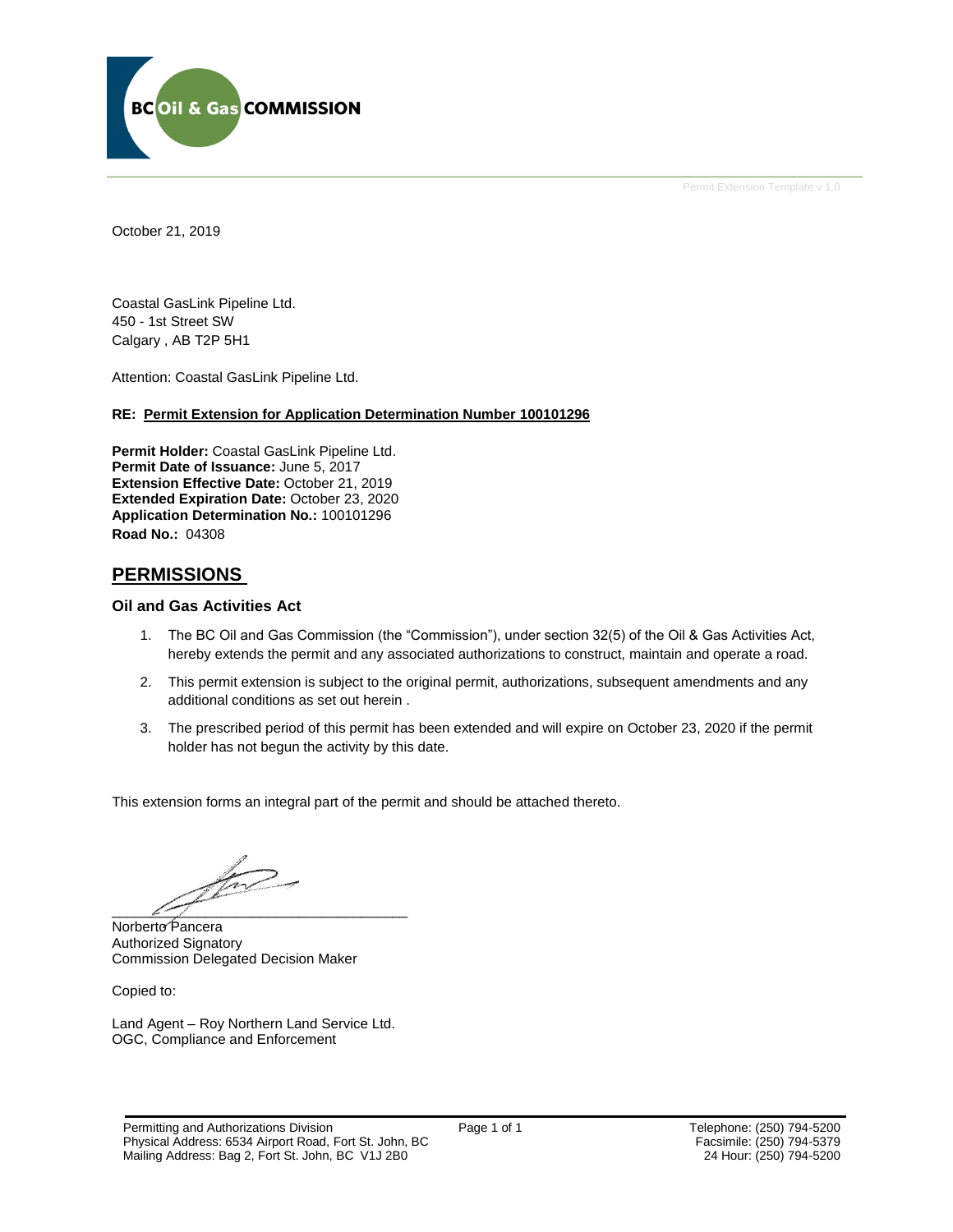BC Oil & Gas COMMISSION

Permit Extension Template v 1.0

October 21, 2019

Coastal GasLink Pipeline Ltd.
450 - 1st Street SW
Calgary , AB T2P 5H1

Attention: Coastal GasLink Pipeline Ltd.

**RE: Permit Extension for Application Determination Number 100101296**

**Permit Holder:** Coastal GasLink Pipeline Ltd.
**Permit Date of Issuance:** June 5, 2017
**Extension Effective Date:** October 21, 2019
**Extended Expiration Date:** October 23, 2020
**Application Determination No.:** 100101296
**Road No.:** 04308

## PERMISSIONS

### Oil and Gas Activities Act

1. The BC Oil and Gas Commission (the "Commission"), under section 32(5) of the Oil & Gas Activities Act, hereby extends the permit and any associated authorizations to construct, maintain and operate a road.
2. This permit extension is subject to the original permit, authorizations, subsequent amendments and any additional conditions as set out herein .
3. The prescribed period of this permit has been extended and will expire on October 23, 2020 if the permit holder has not begun the activity by this date.

This extension forms an integral part of the permit and should be attached thereto.

Norberto Pancera
Authorized Signatory
Commission Delegated Decision Maker

Copied to:

Land Agent – Roy Northern Land Service Ltd.
OGC, Compliance and Enforcement

Permitting and Authorizations Division
Physical Address: 6534 Airport Road, Fort St. John, BC
Mailing Address: Bag 2, Fort St. John, BC V1J 2B0

Telephone: (250) 794-5200
Facsimile: (250) 794-5379
24 Hour: (250) 794-5200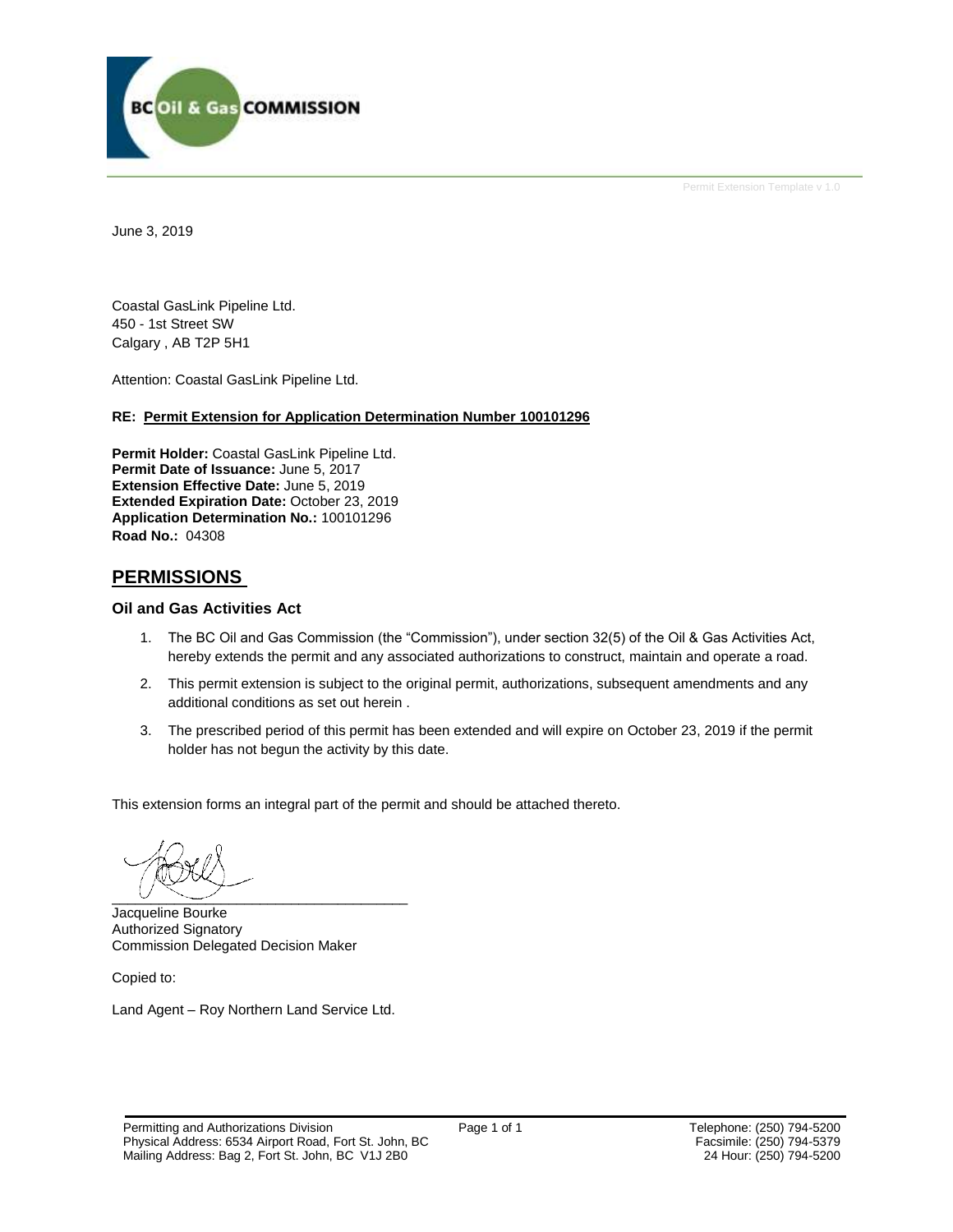June 3, 2019

Coastal GasLink Pipeline Ltd.
450 - 1st Street SW
Calgary , AB T2P 5H1

Attention: Coastal GasLink Pipeline Ltd.

**RE: Permit Extension for Application Determination Number 100101296**

**Permit Holder:** Coastal GasLink Pipeline Ltd.
**Permit Date of Issuance:** June 5, 2017
**Extension Effective Date:** June 5, 2019
**Extended Expiration Date:** October 23, 2019
**Application Determination No.:** 100101296
**Road No.:** 04308

## PERMISSIONS

### Oil and Gas Activities Act

1. The BC Oil and Gas Commission (the "Commission"), under section 32(5) of the Oil & Gas Activities Act, hereby extends the permit and any associated authorizations to construct, maintain and operate a road.
2. This permit extension is subject to the original permit, authorizations, subsequent amendments and any additional conditions as set out herein .
3. The prescribed period of this permit has been extended and will expire on October 23, 2019 if the permit holder has not begun the activity by this date.

This extension forms an integral part of the permit and should be attached thereto.

Jacqueline Bourke
Authorized Signatory
Commission Delegated Decision Maker

Copied to:

Land Agent – Roy Northern Land Service Ltd.

Permitting and Authorizations Division
Physical Address: 6534 Airport Road, Fort St. John, BC
Mailing Address: Bag 2, Fort St. John, BC V1J 2B0

Telephone: (250) 794-5200
Facsimile: (250) 794-5379
24 Hour: (250) 794-5200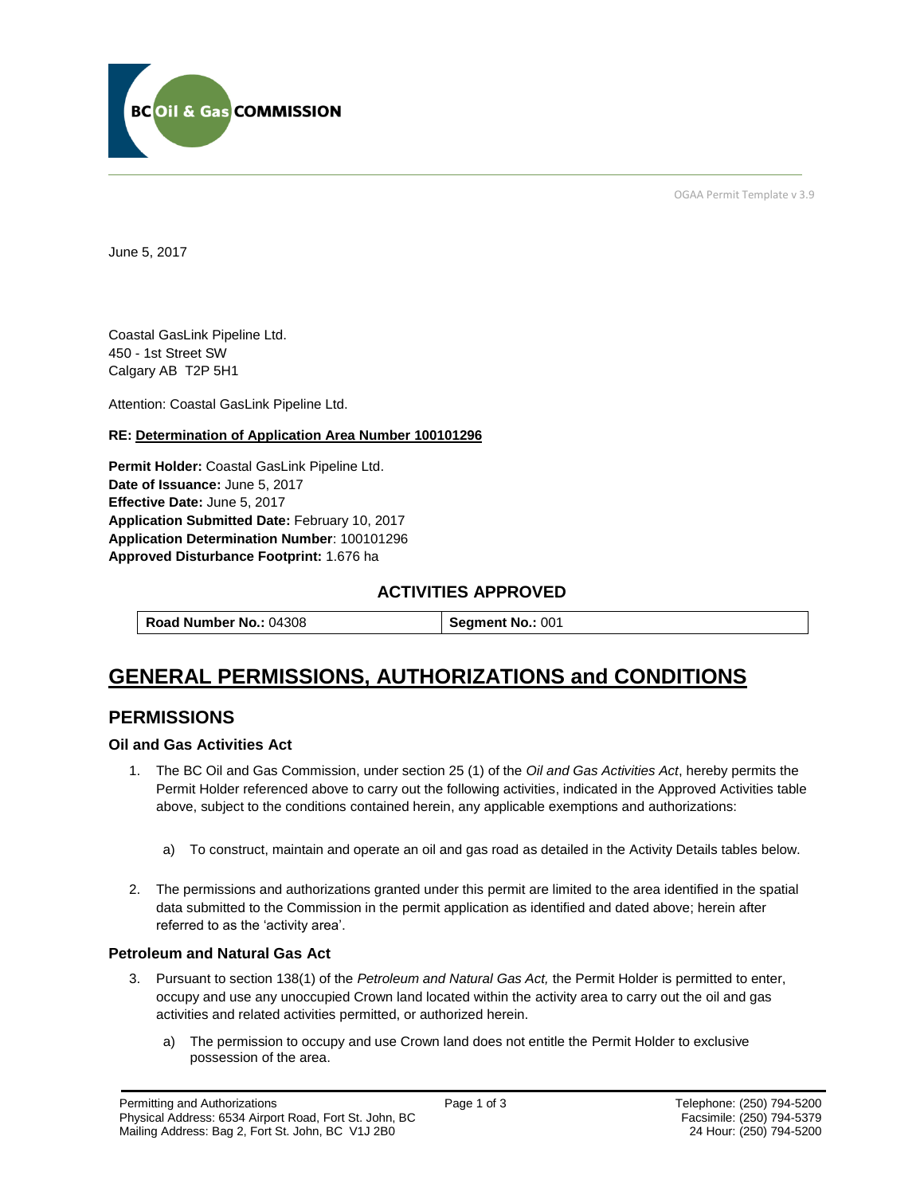June 5, 2017

Coastal GasLink Pipeline Ltd.
450 - 1st Street SW
Calgary AB T2P 5H1

Attention: Coastal GasLink Pipeline Ltd.

**RE: Determination of Application Area Number 100101296**

**Permit Holder:** Coastal GasLink Pipeline Ltd.
**Date of Issuance:** June 5, 2017
**Effective Date:** June 5, 2017
**Application Submitted Date:** February 10, 2017
**Application Determination Number**: 100101296
**Approved Disturbance Footprint:** 1.676 ha

### ACTIVITIES APPROVED

| **Road Number No.:** 04308 | **Segment No.:** 001 |
|---|---|

# GENERAL PERMISSIONS, AUTHORIZATIONS and CONDITIONS

## PERMISSIONS

### Oil and Gas Activities Act

1. The BC Oil and Gas Commission, under section 25 (1) of the *Oil and Gas Activities Act*, hereby permits the Permit Holder referenced above to carry out the following activities, indicated in the Approved Activities table above, subject to the conditions contained herein, any applicable exemptions and authorizations:

   a) To construct, maintain and operate an oil and gas road as detailed in the Activity Details tables below.

2. The permissions and authorizations granted under this permit are limited to the area identified in the spatial data submitted to the Commission in the permit application as identified and dated above; herein after referred to as the 'activity area'.

### Petroleum and Natural Gas Act

3. Pursuant to section 138(1) of the *Petroleum and Natural Gas Act,* the Permit Holder is permitted to enter, occupy and use any unoccupied Crown land located within the activity area to carry out the oil and gas activities and related activities permitted, or authorized herein.

   a) The permission to occupy and use Crown land does not entitle the Permit Holder to exclusive possession of the area.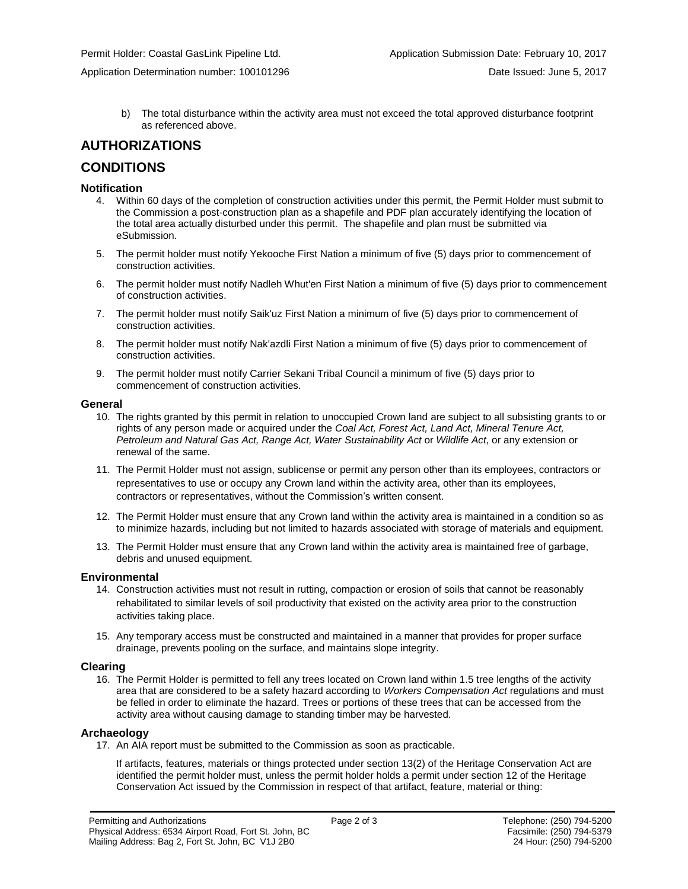Permit Holder: Coastal GasLink Pipeline Ltd. Application Submission Date: February 10, 2017

Application Determination number: 100101296 Date Issued: June 5, 2017

b) The total disturbance within the activity area must not exceed the total approved disturbance footprint as referenced above.

## AUTHORIZATIONS

## CONDITIONS

### Notification

4. Within 60 days of the completion of construction activities under this permit, the Permit Holder must submit to the Commission a post-construction plan as a shapefile and PDF plan accurately identifying the location of the total area actually disturbed under this permit. The shapefile and plan must be submitted via eSubmission.
5. The permit holder must notify Yekooche First Nation a minimum of five (5) days prior to commencement of construction activities.
6. The permit holder must notify Nadleh Whut'en First Nation a minimum of five (5) days prior to commencement of construction activities.
7. The permit holder must notify Saik'uz First Nation a minimum of five (5) days prior to commencement of construction activities.
8. The permit holder must notify Nak'azdli First Nation a minimum of five (5) days prior to commencement of construction activities.
9. The permit holder must notify Carrier Sekani Tribal Council a minimum of five (5) days prior to commencement of construction activities.

### General

10. The rights granted by this permit in relation to unoccupied Crown land are subject to all subsisting grants to or rights of any person made or acquired under the *Coal Act, Forest Act, Land Act, Mineral Tenure Act, Petroleum and Natural Gas Act, Range Act, Water Sustainability Act* or *Wildlife Act*, or any extension or renewal of the same.
11. The Permit Holder must not assign, sublicense or permit any person other than its employees, contractors or representatives to use or occupy any Crown land within the activity area, other than its employees, contractors or representatives, without the Commission's written consent.
12. The Permit Holder must ensure that any Crown land within the activity area is maintained in a condition so as to minimize hazards, including but not limited to hazards associated with storage of materials and equipment.
13. The Permit Holder must ensure that any Crown land within the activity area is maintained free of garbage, debris and unused equipment.

### Environmental

14. Construction activities must not result in rutting, compaction or erosion of soils that cannot be reasonably rehabilitated to similar levels of soil productivity that existed on the activity area prior to the construction activities taking place.
15. Any temporary access must be constructed and maintained in a manner that provides for proper surface drainage, prevents pooling on the surface, and maintains slope integrity.

### Clearing

16. The Permit Holder is permitted to fell any trees located on Crown land within 1.5 tree lengths of the activity area that are considered to be a safety hazard according to *Workers Compensation Act* regulations and must be felled in order to eliminate the hazard. Trees or portions of these trees that can be accessed from the activity area without causing damage to standing timber may be harvested.

### Archaeology

17. An AIA report must be submitted to the Commission as soon as practicable.

    If artifacts, features, materials or things protected under section 13(2) of the Heritage Conservation Act are identified the permit holder must, unless the permit holder holds a permit under section 12 of the Heritage Conservation Act issued by the Commission in respect of that artifact, feature, material or thing: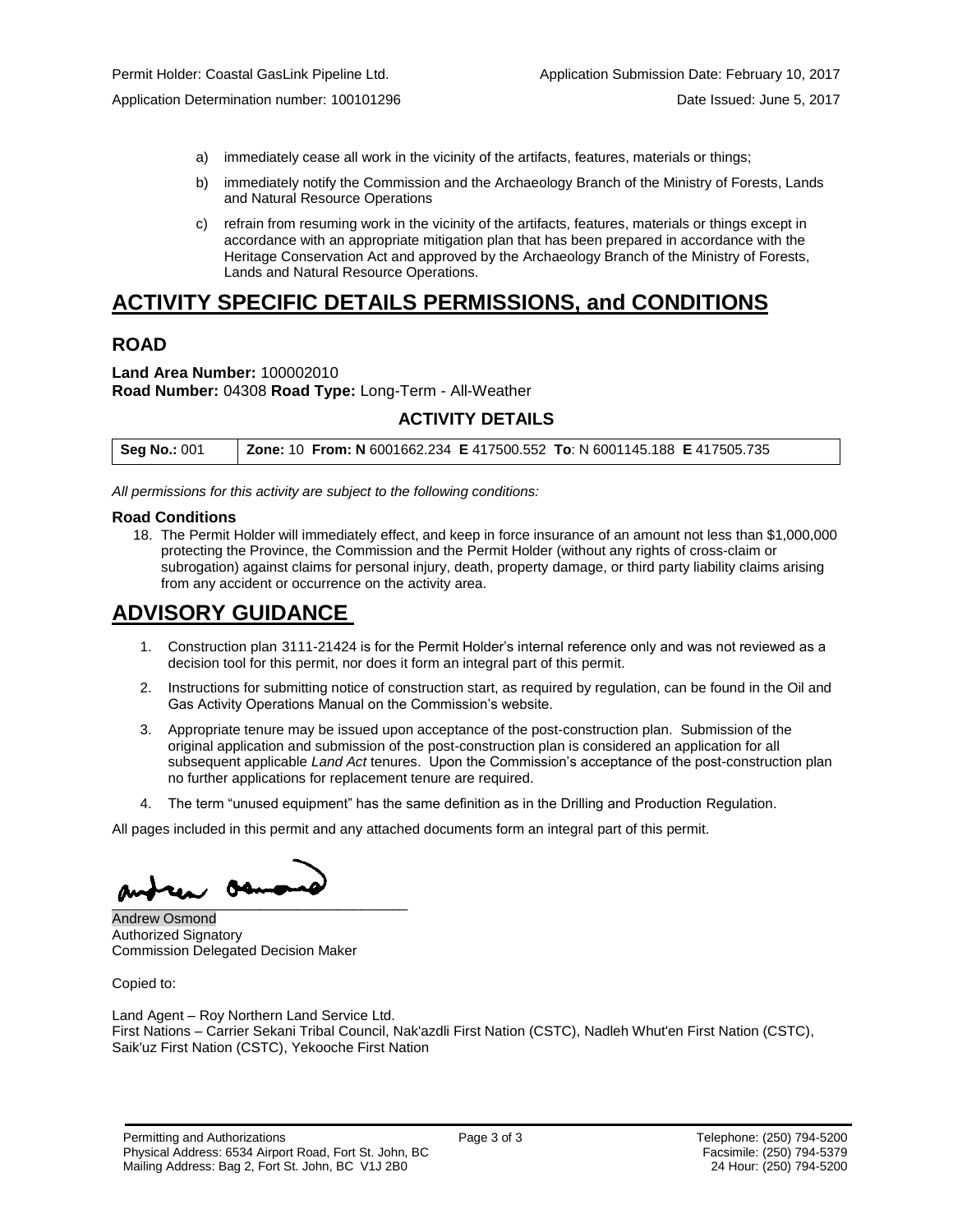a) immediately cease all work in the vicinity of the artifacts, features, materials or things;

b) immediately notify the Commission and the Archaeology Branch of the Ministry of Forests, Lands and Natural Resource Operations

c) refrain from resuming work in the vicinity of the artifacts, features, materials or things except in accordance with an appropriate mitigation plan that has been prepared in accordance with the Heritage Conservation Act and approved by the Archaeology Branch of the Ministry of Forests, Lands and Natural Resource Operations.

# ACTIVITY SPECIFIC DETAILS PERMISSIONS, and CONDITIONS

## ROAD

**Land Area Number:** 100002010
**Road Number:** 04308 **Road Type:** Long-Term - All-Weather

### ACTIVITY DETAILS

| | |
|---|---|
| **Seg No.:** 001 | **Zone:** 10 **From: N** 6001662.234 **E** 417500.552 **To**: N 6001145.188 **E** 417505.735 |

*All permissions for this activity are subject to the following conditions:*

**Road Conditions**

18. The Permit Holder will immediately effect, and keep in force insurance of an amount not less than $1,000,000 protecting the Province, the Commission and the Permit Holder (without any rights of cross-claim or subrogation) against claims for personal injury, death, property damage, or third party liability claims arising from any accident or occurrence on the activity area.

# ADVISORY GUIDANCE

1. Construction plan 3111-21424 is for the Permit Holder's internal reference only and was not reviewed as a decision tool for this permit, nor does it form an integral part of this permit.
2. Instructions for submitting notice of construction start, as required by regulation, can be found in the Oil and Gas Activity Operations Manual on the Commission's website.
3. Appropriate tenure may be issued upon acceptance of the post-construction plan. Submission of the original application and submission of the post-construction plan is considered an application for all subsequent applicable *Land Act* tenures. Upon the Commission's acceptance of the post-construction plan no further applications for replacement tenure are required.
4. The term "unused equipment" has the same definition as in the Drilling and Production Regulation.

All pages included in this permit and any attached documents form an integral part of this permit.

Andrew Osmond
Authorized Signatory
Commission Delegated Decision Maker

Copied to:

Land Agent – Roy Northern Land Service Ltd.
First Nations – Carrier Sekani Tribal Council, Nak'azdli First Nation (CSTC), Nadleh Whut'en First Nation (CSTC), Saik'uz First Nation (CSTC), Yekooche First Nation